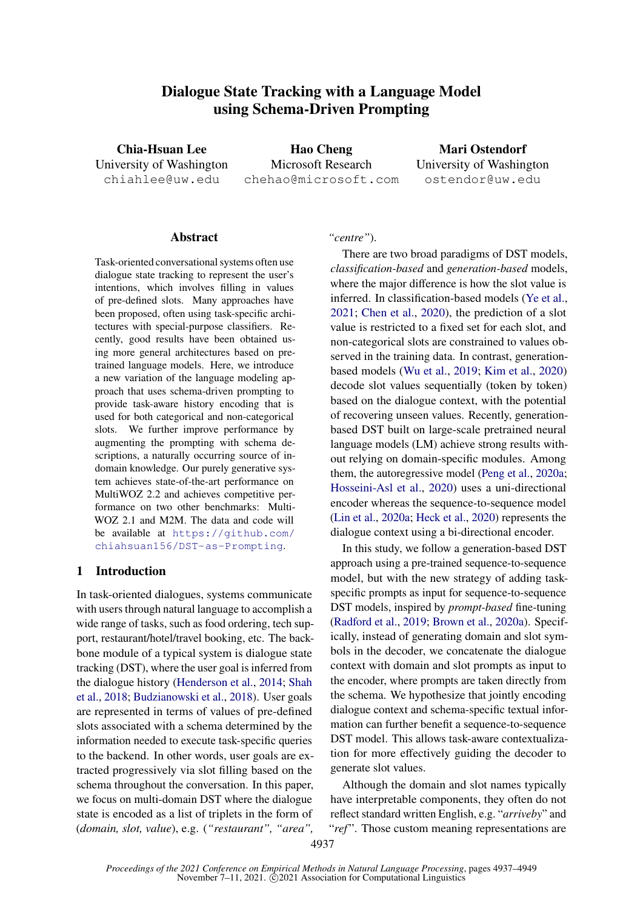# Dialogue State Tracking with a Language Model using Schema-Driven Prompting

**Chia-Hsuan Lee**
University of Washington
chiahlee@uw.edu

**Hao Cheng**
Microsoft Research
chehao@microsoft.com

**Mari Ostendorf**
University of Washington
ostendor@uw.edu

## Abstract

Task-oriented conversational systems often use dialogue state tracking to represent the user's intentions, which involves filling in values of pre-defined slots. Many approaches have been proposed, often using task-specific architectures with special-purpose classifiers. Recently, good results have been obtained using more general architectures based on pre-trained language models. Here, we introduce a new variation of the language modeling approach that uses schema-driven prompting to provide task-aware history encoding that is used for both categorical and non-categorical slots. We further improve performance by augmenting the prompting with schema descriptions, a naturally occurring source of in-domain knowledge. Our purely generative system achieves state-of-the-art performance on MultiWOZ 2.2 and achieves competitive performance on two other benchmarks: MultiWOZ 2.1 and M2M. The data and code will be available at https://github.com/chiahsuan156/DST-as-Prompting.

## 1 Introduction

In task-oriented dialogues, systems communicate with users through natural language to accomplish a wide range of tasks, such as food ordering, tech support, restaurant/hotel/travel booking, etc. The backbone module of a typical system is dialogue state tracking (DST), where the user goal is inferred from the dialogue history (Henderson et al., 2014; Shah et al., 2018; Budzianowski et al., 2018). User goals are represented in terms of values of pre-defined slots associated with a schema determined by the information needed to execute task-specific queries to the backend. In other words, user goals are extracted progressively via slot filling based on the schema throughout the conversation. In this paper, we focus on multi-domain DST where the dialogue state is encoded as a list of triplets in the form of (*domain, slot, value*), e.g. (*"restaurant", "area", "centre"*).

There are two broad paradigms of DST models, *classification-based* and *generation-based* models, where the major difference is how the slot value is inferred. In classification-based models (Ye et al., 2021; Chen et al., 2020), the prediction of a slot value is restricted to a fixed set for each slot, and non-categorical slots are constrained to values observed in the training data. In contrast, generation-based models (Wu et al., 2019; Kim et al., 2020) decode slot values sequentially (token by token) based on the dialogue context, with the potential of recovering unseen values. Recently, generation-based DST built on large-scale pretrained neural language models (LM) achieve strong results without relying on domain-specific modules. Among them, the autoregressive model (Peng et al., 2020a; Hosseini-Asl et al., 2020) uses a uni-directional encoder whereas the sequence-to-sequence model (Lin et al., 2020a; Heck et al., 2020) represents the dialogue context using a bi-directional encoder.

In this study, we follow a generation-based DST approach using a pre-trained sequence-to-sequence model, but with the new strategy of adding task-specific prompts as input for sequence-to-sequence DST models, inspired by *prompt-based* fine-tuning (Radford et al., 2019; Brown et al., 2020a). Specifically, instead of generating domain and slot symbols in the decoder, we concatenate the dialogue context with domain and slot prompts as input to the encoder, where prompts are taken directly from the schema. We hypothesize that jointly encoding dialogue context and schema-specific textual information can further benefit a sequence-to-sequence DST model. This allows task-aware contextualization for more effectively guiding the decoder to generate slot values.

Although the domain and slot names typically have interpretable components, they often do not reflect standard written English, e.g. "*arriveby*" and "*ref*". Those custom meaning representations are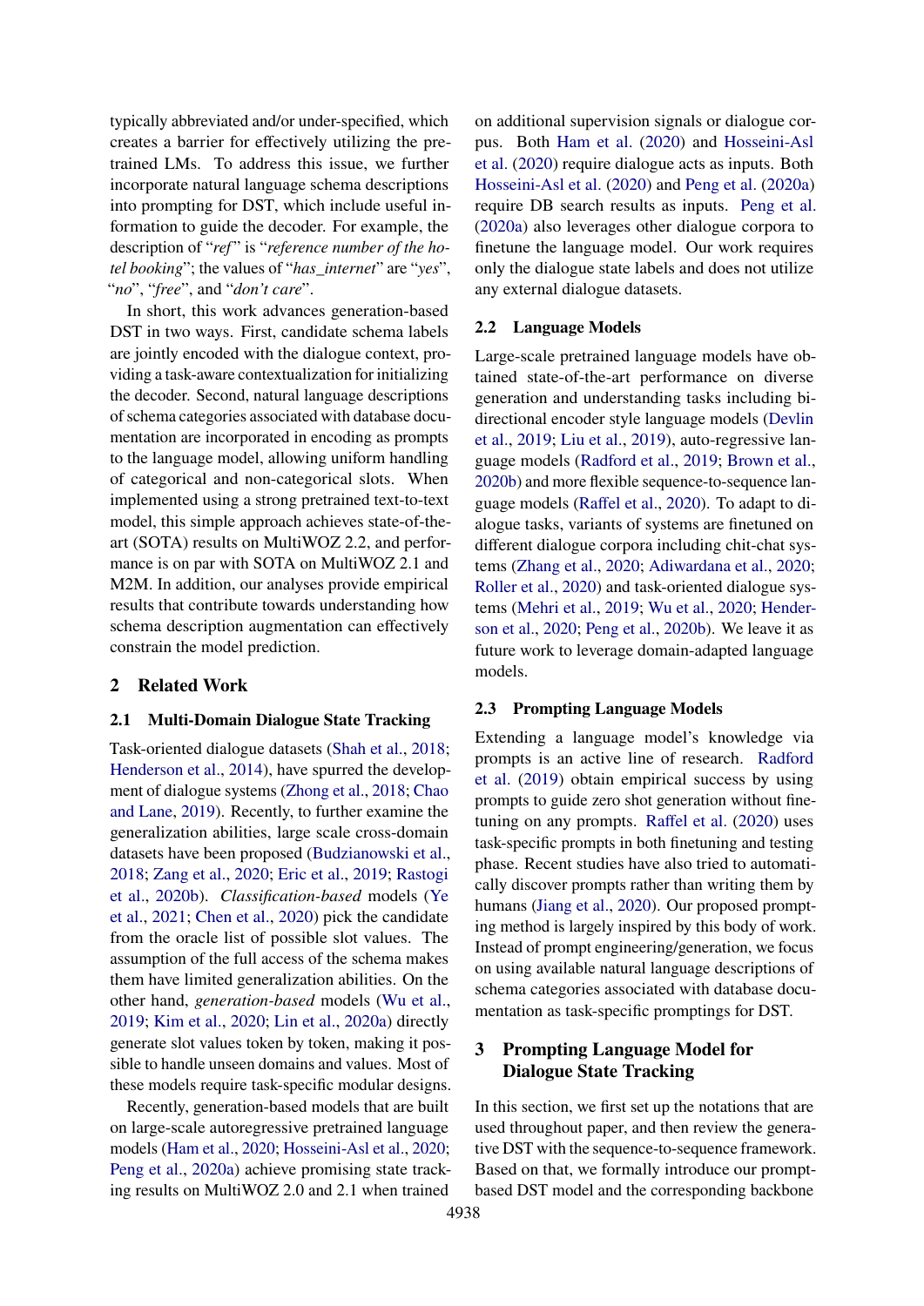typically abbreviated and/or under-specified, which creates a barrier for effectively utilizing the pretrained LMs. To address this issue, we further incorporate natural language schema descriptions into prompting for DST, which include useful information to guide the decoder. For example, the description of "*ref*" is "*reference number of the hotel booking*"; the values of "*has_internet*" are "*yes*", "*no*", "*free*", and "*don't care*".

In short, this work advances generation-based DST in two ways. First, candidate schema labels are jointly encoded with the dialogue context, providing a task-aware contextualization for initializing the decoder. Second, natural language descriptions of schema categories associated with database documentation are incorporated in encoding as prompts to the language model, allowing uniform handling of categorical and non-categorical slots. When implemented using a strong pretrained text-to-text model, this simple approach achieves state-of-the-art (SOTA) results on MultiWOZ 2.2, and performance is on par with SOTA on MultiWOZ 2.1 and M2M. In addition, our analyses provide empirical results that contribute towards understanding how schema description augmentation can effectively constrain the model prediction.

## 2 Related Work

### 2.1 Multi-Domain Dialogue State Tracking

Task-oriented dialogue datasets (Shah et al., 2018; Henderson et al., 2014), have spurred the development of dialogue systems (Zhong et al., 2018; Chao and Lane, 2019). Recently, to further examine the generalization abilities, large scale cross-domain datasets have been proposed (Budzianowski et al., 2018; Zang et al., 2020; Eric et al., 2019; Rastogi et al., 2020b). *Classification-based* models (Ye et al., 2021; Chen et al., 2020) pick the candidate from the oracle list of possible slot values. The assumption of the full access of the schema makes them have limited generalization abilities. On the other hand, *generation-based* models (Wu et al., 2019; Kim et al., 2020; Lin et al., 2020a) directly generate slot values token by token, making it possible to handle unseen domains and values. Most of these models require task-specific modular designs.

Recently, generation-based models that are built on large-scale autoregressive pretrained language models (Ham et al., 2020; Hosseini-Asl et al., 2020; Peng et al., 2020a) achieve promising state tracking results on MultiWOZ 2.0 and 2.1 when trained on additional supervision signals or dialogue corpus. Both Ham et al. (2020) and Hosseini-Asl et al. (2020) require dialogue acts as inputs. Both Hosseini-Asl et al. (2020) and Peng et al. (2020a) require DB search results as inputs. Peng et al. (2020a) also leverages other dialogue corpora to finetune the language model. Our work requires only the dialogue state labels and does not utilize any external dialogue datasets.

### 2.2 Language Models

Large-scale pretrained language models have obtained state-of-the-art performance on diverse generation and understanding tasks including bidirectional encoder style language models (Devlin et al., 2019; Liu et al., 2019), auto-regressive language models (Radford et al., 2019; Brown et al., 2020b) and more flexible sequence-to-sequence language models (Raffel et al., 2020). To adapt to dialogue tasks, variants of systems are finetuned on different dialogue corpora including chit-chat systems (Zhang et al., 2020; Adiwardana et al., 2020; Roller et al., 2020) and task-oriented dialogue systems (Mehri et al., 2019; Wu et al., 2020; Henderson et al., 2020; Peng et al., 2020b). We leave it as future work to leverage domain-adapted language models.

### 2.3 Prompting Language Models

Extending a language model's knowledge via prompts is an active line of research. Radford et al. (2019) obtain empirical success by using prompts to guide zero shot generation without finetuning on any prompts. Raffel et al. (2020) uses task-specific prompts in both finetuning and testing phase. Recent studies have also tried to automatically discover prompts rather than writing them by humans (Jiang et al., 2020). Our proposed prompting method is largely inspired by this body of work. Instead of prompt engineering/generation, we focus on using available natural language descriptions of schema categories associated with database documentation as task-specific promptings for DST.

## 3 Prompting Language Model for Dialogue State Tracking

In this section, we first set up the notations that are used throughout paper, and then review the generative DST with the sequence-to-sequence framework. Based on that, we formally introduce our prompt-based DST model and the corresponding backbone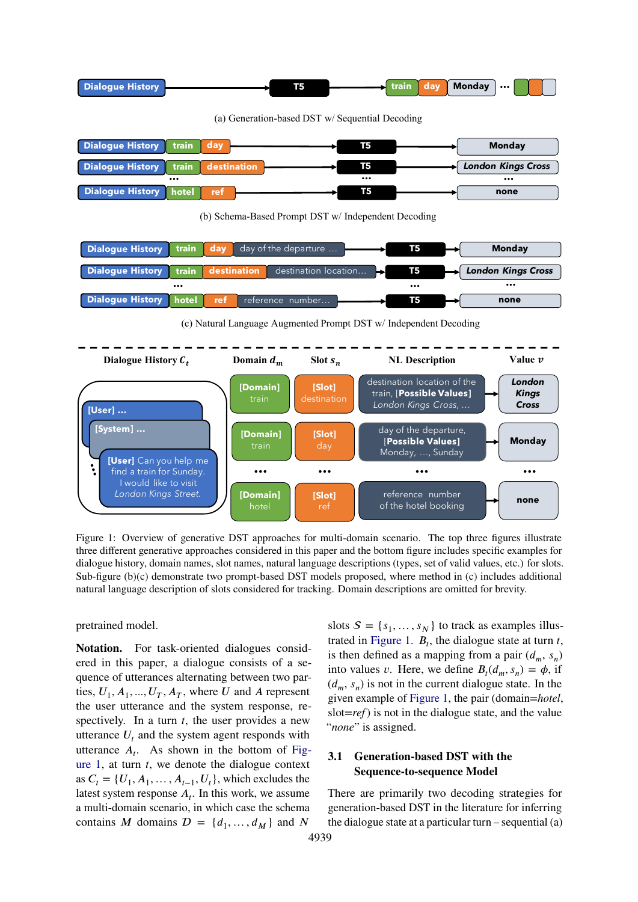Figure 1: Overview of generative DST approaches for multi-domain scenario. The top three figures illustrate three different generative approaches considered in this paper and the bottom figure includes specific examples for dialogue history, domain names, slot names, natural language descriptions (types, set of valid values, etc.) for slots. Sub-figure (b)(c) demonstrate two prompt-based DST models proposed, where method in (c) includes additional natural language description of slots considered for tracking. Domain descriptions are omitted for brevity.

pretrained model.

**Notation.** For task-oriented dialogues considered in this paper, a dialogue consists of a sequence of utterances alternating between two parties, $U_1, A_1, ..., U_T, A_T$, where $U$ and $A$ represent the user utterance and the system response, respectively. In a turn $t$, the user provides a new utterance $U_t$ and the system agent responds with utterance $A_t$. As shown in the bottom of Figure 1, at turn $t$, we denote the dialogue context as $C_t = \{U_1, A_1, \ldots, A_{t-1}, U_t\}$, which excludes the latest system response $A_t$. In this work, we assume a multi-domain scenario, in which case the schema contains $M$ domains $\mathcal{D} = \{d_1, \ldots, d_M\}$ and $N$ slots $\mathcal{S} = \{s_1, \ldots, s_N\}$ to track as examples illustrated in Figure 1. $B_t$, the dialogue state at turn $t$, is then defined as a mapping from a pair $(d_m, s_n)$ into values $v$. Here, we define $B_t(d_m, s_n) = \phi$, if $(d_m, s_n)$ is not in the current dialogue state. In the given example of Figure 1, the pair (domain=*hotel*, slot=*ref*) is not in the dialogue state, and the value "*none*" is assigned.

### 3.1 Generation-based DST with the Sequence-to-sequence Model

There are primarily two decoding strategies for generation-based DST in the literature for inferring the dialogue state at a particular turn – sequential (a)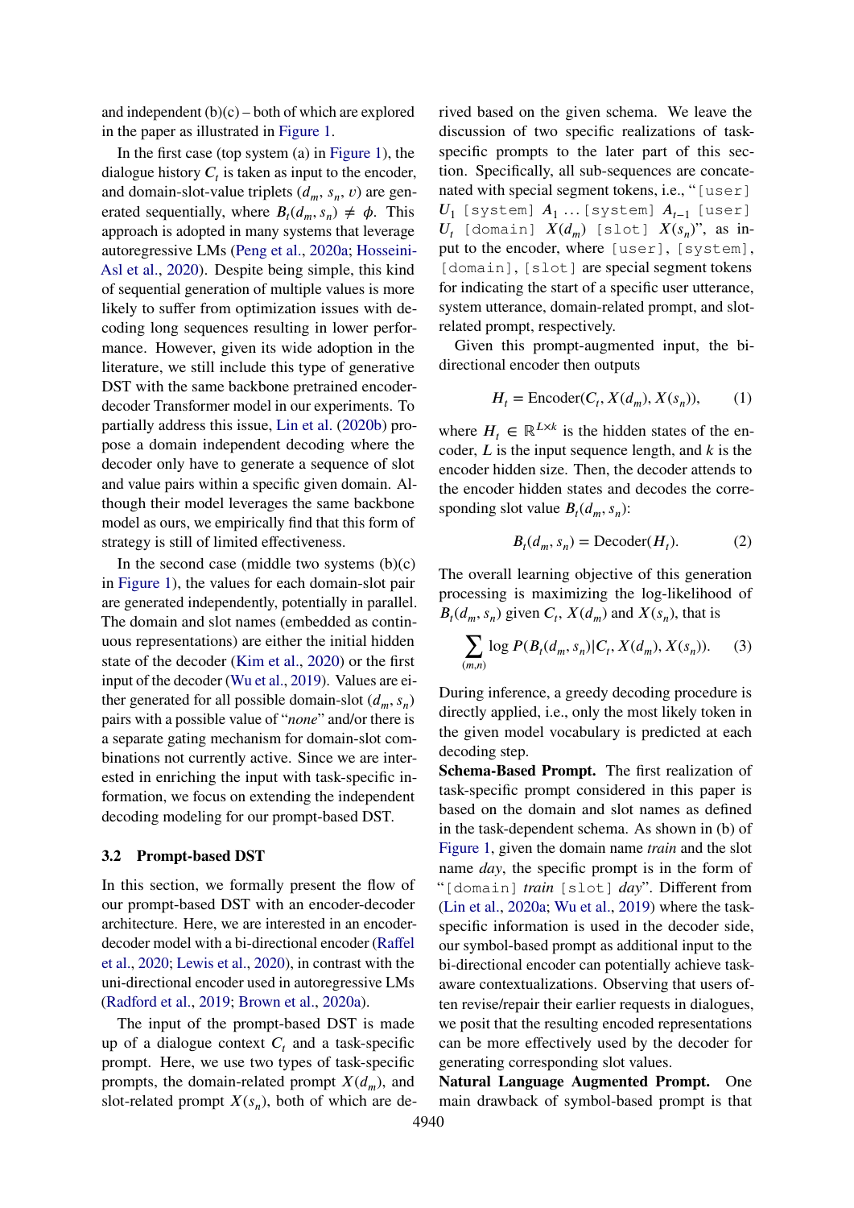and independent (b)(c) – both of which are explored in the paper as illustrated in Figure 1.

In the first case (top system (a) in Figure 1), the dialogue history $C_t$ is taken as input to the encoder, and domain-slot-value triplets $(d_m, s_n, v)$ are generated sequentially, where $B_t(d_m, s_n) \neq \phi$. This approach is adopted in many systems that leverage autoregressive LMs (Peng et al., 2020a; Hosseini-Asl et al., 2020). Despite being simple, this kind of sequential generation of multiple values is more likely to suffer from optimization issues with decoding long sequences resulting in lower performance. However, given its wide adoption in the literature, we still include this type of generative DST with the same backbone pretrained encoder-decoder Transformer model in our experiments. To partially address this issue, Lin et al. (2020b) propose a domain independent decoding where the decoder only have to generate a sequence of slot and value pairs within a specific given domain. Although their model leverages the same backbone model as ours, we empirically find that this form of strategy is still of limited effectiveness.

In the second case (middle two systems (b)(c) in Figure 1), the values for each domain-slot pair are generated independently, potentially in parallel. The domain and slot names (embedded as continuous representations) are either the initial hidden state of the decoder (Kim et al., 2020) or the first input of the decoder (Wu et al., 2019). Values are either generated for all possible domain-slot $(d_m, s_n)$ pairs with a possible value of "*none*" and/or there is a separate gating mechanism for domain-slot combinations not currently active. Since we are interested in enriching the input with task-specific information, we focus on extending the independent decoding modeling for our prompt-based DST.

### 3.2 Prompt-based DST

In this section, we formally present the flow of our prompt-based DST with an encoder-decoder architecture. Here, we are interested in an encoder-decoder model with a bi-directional encoder (Raffel et al., 2020; Lewis et al., 2020), in contrast with the uni-directional encoder used in autoregressive LMs (Radford et al., 2019; Brown et al., 2020a).

The input of the prompt-based DST is made up of a dialogue context $C_t$ and a task-specific prompt. Here, we use two types of task-specific prompts, the domain-related prompt $X(d_m)$, and slot-related prompt $X(s_n)$, both of which are derived based on the given schema. We leave the discussion of two specific realizations of task-specific prompts to the later part of this section. Specifically, all sub-sequences are concatenated with special segment tokens, i.e., "`[user]` $U_1$ `[system]` $A_1$ ... `[system]` $A_{t-1}$ `[user]` $U_t$ `[domain]` $X(d_m)$ `[slot]` $X(s_n)$", as input to the encoder, where `[user]`, `[system]`, `[domain]`, `[slot]` are special segment tokens for indicating the start of a specific user utterance, system utterance, domain-related prompt, and slot-related prompt, respectively.

Given this prompt-augmented input, the bi-directional encoder then outputs

$$H_t = \text{Encoder}(C_t, X(d_m), X(s_n)), \tag{1}$$

where $H_t \in \mathbb{R}^{L \times k}$ is the hidden states of the encoder, $L$ is the input sequence length, and $k$ is the encoder hidden size. Then, the decoder attends to the encoder hidden states and decodes the corresponding slot value $B_t(d_m, s_n)$:

$$B_t(d_m, s_n) = \text{Decoder}(H_t). \tag{2}$$

The overall learning objective of this generation processing is maximizing the log-likelihood of $B_t(d_m, s_n)$ given $C_t$, $X(d_m)$ and $X(s_n)$, that is

$$\sum_{(m,n)} \log P(B_t(d_m, s_n) | C_t, X(d_m), X(s_n)). \tag{3}$$

During inference, a greedy decoding procedure is directly applied, i.e., only the most likely token in the given model vocabulary is predicted at each decoding step.

**Schema-Based Prompt.** The first realization of task-specific prompt considered in this paper is based on the domain and slot names as defined in the task-dependent schema. As shown in (b) of Figure 1, given the domain name *train* and the slot name *day*, the specific prompt is in the form of "`[domain]` *train* `[slot]` *day*". Different from (Lin et al., 2020a; Wu et al., 2019) where the task-specific information is used in the decoder side, our symbol-based prompt as additional input to the bi-directional encoder can potentially achieve task-aware contextualizations. Observing that users often revise/repair their earlier requests in dialogues, we posit that the resulting encoded representations can be more effectively used by the decoder for generating corresponding slot values.

**Natural Language Augmented Prompt.** One main drawback of symbol-based prompt is that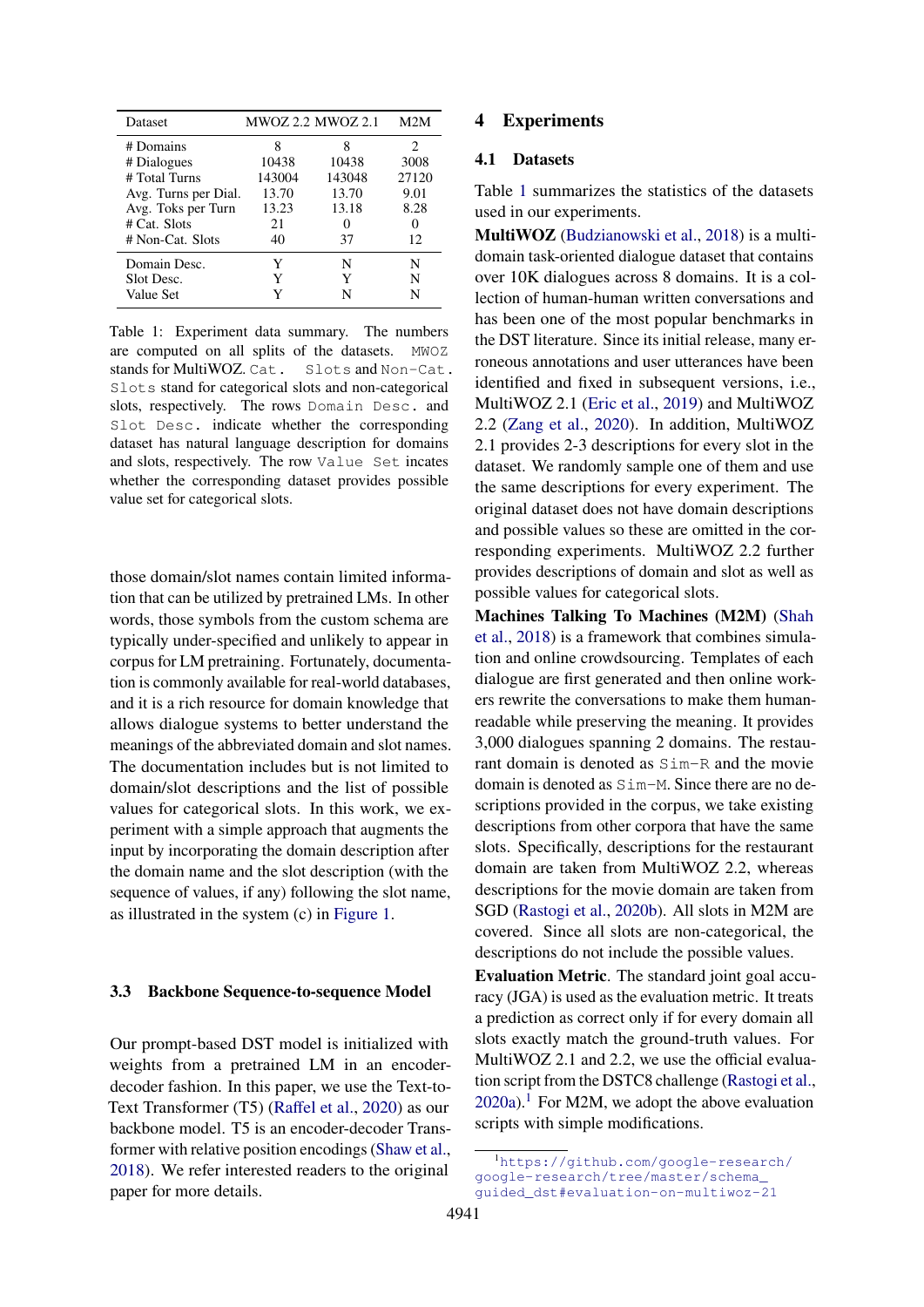| Dataset | MWOZ 2.2 | MWOZ 2.1 | M2M |
|---|---|---|---|
| # Domains | 8 | 8 | 2 |
| # Dialogues | 10438 | 10438 | 3008 |
| # Total Turns | 143004 | 143048 | 27120 |
| Avg. Turns per Dial. | 13.70 | 13.70 | 9.01 |
| Avg. Toks per Turn | 13.23 | 13.18 | 8.28 |
| # Cat. Slots | 21 | 0 | 0 |
| # Non-Cat. Slots | 40 | 37 | 12 |
| Domain Desc. | Y | N | N |
| Slot Desc. | Y | Y | N |
| Value Set | Y | N | N |

Table 1: Experiment data summary. The numbers are computed on all splits of the datasets. `MWOZ` stands for MultiWOZ. `Cat. Slots` and `Non-Cat. Slots` stand for categorical slots and non-categorical slots, respectively. The rows `Domain Desc.` and `Slot Desc.` indicate whether the corresponding dataset has natural language description for domains and slots, respectively. The row `Value Set` incates whether the corresponding dataset provides possible value set for categorical slots.

those domain/slot names contain limited information that can be utilized by pretrained LMs. In other words, those symbols from the custom schema are typically under-specified and unlikely to appear in corpus for LM pretraining. Fortunately, documentation is commonly available for real-world databases, and it is a rich resource for domain knowledge that allows dialogue systems to better understand the meanings of the abbreviated domain and slot names. The documentation includes but is not limited to domain/slot descriptions and the list of possible values for categorical slots. In this work, we experiment with a simple approach that augments the input by incorporating the domain description after the domain name and the slot description (with the sequence of values, if any) following the slot name, as illustrated in the system (c) in Figure 1.

### 3.3 Backbone Sequence-to-sequence Model

Our prompt-based DST model is initialized with weights from a pretrained LM in an encoder-decoder fashion. In this paper, we use the Text-to-Text Transformer (T5) (Raffel et al., 2020) as our backbone model. T5 is an encoder-decoder Transformer with relative position encodings (Shaw et al., 2018). We refer interested readers to the original paper for more details.

## 4 Experiments

### 4.1 Datasets

Table 1 summarizes the statistics of the datasets used in our experiments.

**MultiWOZ** (Budzianowski et al., 2018) is a multi-domain task-oriented dialogue dataset that contains over 10K dialogues across 8 domains. It is a collection of human-human written conversations and has been one of the most popular benchmarks in the DST literature. Since its initial release, many erroneous annotations and user utterances have been identified and fixed in subsequent versions, i.e., MultiWOZ 2.1 (Eric et al., 2019) and MultiWOZ 2.2 (Zang et al., 2020). In addition, MultiWOZ 2.1 provides 2-3 descriptions for every slot in the dataset. We randomly sample one of them and use the same descriptions for every experiment. The original dataset does not have domain descriptions and possible values so these are omitted in the corresponding experiments. MultiWOZ 2.2 further provides descriptions of domain and slot as well as possible values for categorical slots.

**Machines Talking To Machines (M2M)** (Shah et al., 2018) is a framework that combines simulation and online crowdsourcing. Templates of each dialogue are first generated and then online workers rewrite the conversations to make them human-readable while preserving the meaning. It provides 3,000 dialogues spanning 2 domains. The restaurant domain is denoted as `Sim-R` and the movie domain is denoted as `Sim-M`. Since there are no descriptions provided in the corpus, we take existing descriptions from other corpora that have the same slots. Specifically, descriptions for the restaurant domain are taken from MultiWOZ 2.2, whereas descriptions for the movie domain are taken from SGD (Rastogi et al., 2020b). All slots in M2M are covered. Since all slots are non-categorical, the descriptions do not include the possible values.

**Evaluation Metric**. The standard joint goal accuracy (JGA) is used as the evaluation metric. It treats a prediction as correct only if for every domain all slots exactly match the ground-truth values. For MultiWOZ 2.1 and 2.2, we use the official evaluation script from the DSTC8 challenge (Rastogi et al., 2020a).[1] For M2M, we adopt the above evaluation scripts with simple modifications.

[1] https://github.com/google-research/google-research/tree/master/schema_guided_dst#evaluation-on-multiwoz-21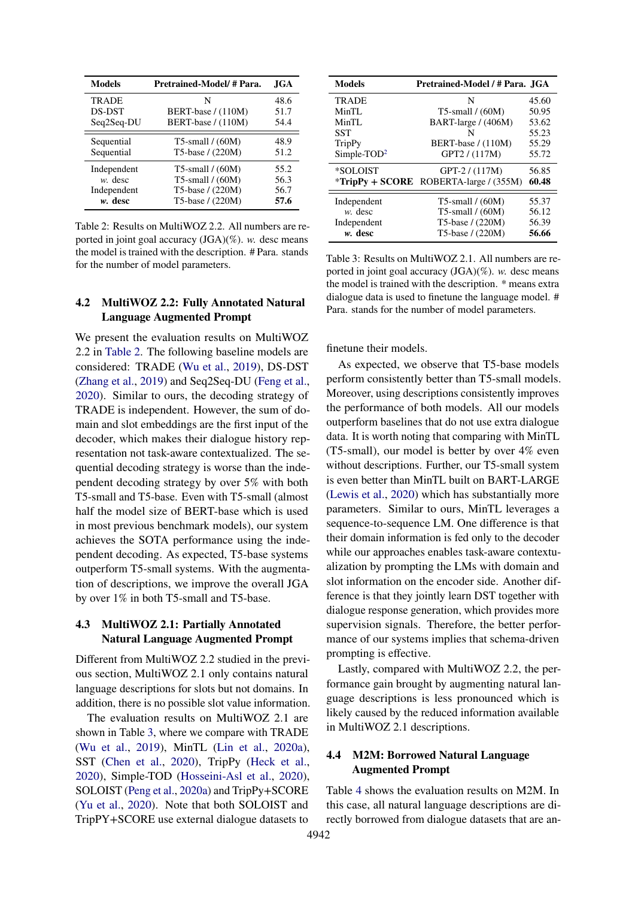| Models | Pretrained-Model/ # Para. | JGA |
|---|---|---|
| TRADE | N | 48.6 |
| DS-DST | BERT-base / (110M) | 51.7 |
| Seq2Seq-DU | BERT-base / (110M) | 54.4 |
| Sequential | T5-small / (60M) | 48.9 |
| Sequential | T5-base / (220M) | 51.2 |
| Independent | T5-small / (60M) | 55.2 |
| *w.* desc | T5-small / (60M) | 56.3 |
| Independent | T5-base / (220M) | 56.7 |
| ***w.* desc** | T5-base / (220M) | **57.6** |

Table 2: Results on MultiWOZ 2.2. All numbers are reported in joint goal accuracy (JGA)(%). *w.* desc means the model is trained with the description. # Para. stands for the number of model parameters.

## 4.2 MultiWOZ 2.2: Fully Annotated Natural Language Augmented Prompt

We present the evaluation results on MultiWOZ 2.2 in Table 2. The following baseline models are considered: TRADE (Wu et al., 2019), DS-DST (Zhang et al., 2019) and Seq2Seq-DU (Feng et al., 2020). Similar to ours, the decoding strategy of TRADE is independent. However, the sum of domain and slot embeddings are the first input of the decoder, which makes their dialogue history representation not task-aware contextualized. The sequential decoding strategy is worse than the independent decoding strategy by over 5% with both T5-small and T5-base. Even with T5-small (almost half the model size of BERT-base which is used in most previous benchmark models), our system achieves the SOTA performance using the independent decoding. As expected, T5-base systems outperform T5-small systems. With the augmentation of descriptions, we improve the overall JGA by over 1% in both T5-small and T5-base.

## 4.3 MultiWOZ 2.1: Partially Annotated Natural Language Augmented Prompt

Different from MultiWOZ 2.2 studied in the previous section, MultiWOZ 2.1 only contains natural language descriptions for slots but not domains. In addition, there is no possible slot value information.

The evaluation results on MultiWOZ 2.1 are shown in Table 3, where we compare with TRADE (Wu et al., 2019), MinTL (Lin et al., 2020a), SST (Chen et al., 2020), TripPy (Heck et al., 2020), Simple-TOD (Hosseini-Asl et al., 2020), SOLOIST (Peng et al., 2020a) and TripPy+SCORE (Yu et al., 2020). Note that both SOLOIST and TripPY+SCORE use external dialogue datasets to finetune their models.

| Models | Pretrained-Model / # Para. | JGA |
|---|---|---|
| TRADE | N | 45.60 |
| MinTL | T5-small / (60M) | 50.95 |
| MinTL | BART-large / (406M) | 53.62 |
| SST | N | 55.23 |
| TripPy | BERT-base / (110M) | 55.29 |
| Simple-TOD[2] | GPT2 / (117M) | 55.72 |
| *SOLOIST | GPT-2 / (117M) | 56.85 |
| ***TripPy + SCORE** | ROBERTA-large / (355M) | **60.48** |
| Independent | T5-small / (60M) | 55.37 |
| *w.* desc | T5-small / (60M) | 56.12 |
| Independent | T5-base / (220M) | 56.39 |
| ***w.* desc** | T5-base / (220M) | **56.66** |

Table 3: Results on MultiWOZ 2.1. All numbers are reported in joint goal accuracy (JGA)(%). *w.* desc means the model is trained with the description. * means extra dialogue data is used to finetune the language model. # Para. stands for the number of model parameters.

As expected, we observe that T5-base models perform consistently better than T5-small models. Moreover, using descriptions consistently improves the performance of both models. All our models outperform baselines that do not use extra dialogue data. It is worth noting that comparing with MinTL (T5-small), our model is better by over 4% even without descriptions. Further, our T5-small system is even better than MinTL built on BART-LARGE (Lewis et al., 2020) which has substantially more parameters. Similar to ours, MinTL leverages a sequence-to-sequence LM. One difference is that their domain information is fed only to the decoder while our approaches enables task-aware contextualization by prompting the LMs with domain and slot information on the encoder side. Another difference is that they jointly learn DST together with dialogue response generation, which provides more supervision signals. Therefore, the better performance of our systems implies that schema-driven prompting is effective.

Lastly, compared with MultiWOZ 2.2, the performance gain brought by augmenting natural language descriptions is less pronounced which is likely caused by the reduced information available in MultiWOZ 2.1 descriptions.

## 4.4 M2M: Borrowed Natural Language Augmented Prompt

Table 4 shows the evaluation results on M2M. In this case, all natural language descriptions are directly borrowed from dialogue datasets that are an-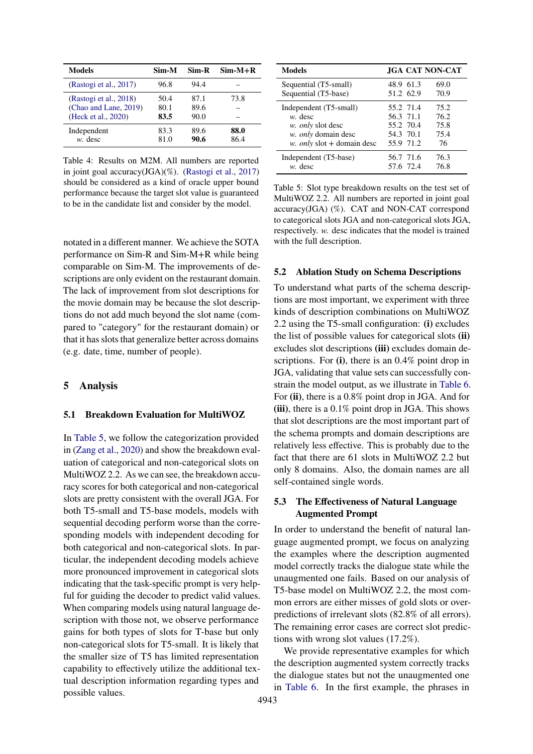| Models | Sim-M | Sim-R | Sim-M+R |
|---|---|---|---|
| (Rastogi et al., 2017) | 96.8 | 94.4 | – |
| (Rastogi et al., 2018) | 50.4 | 87.1 | 73.8 |
| (Chao and Lane, 2019) | 80.1 | 89.6 | – |
| (Heck et al., 2020) | **83.5** | 90.0 | – |
| Independent | 83.3 | 89.6 | **88.0** |
| *w.* desc | 81.0 | **90.6** | 86.4 |

Table 4: Results on M2M. All numbers are reported in joint goal accuracy(JGA)(%). (Rastogi et al., 2017) should be considered as a kind of oracle upper bound performance because the target slot value is guaranteed to be in the candidate list and consider by the model.

notated in a different manner. We achieve the SOTA performance on Sim-R and Sim-M+R while being comparable on Sim-M. The improvements of descriptions are only evident on the restaurant domain. The lack of improvement from slot descriptions for the movie domain may be because the slot descriptions do not add much beyond the slot name (compared to "category" for the restaurant domain) or that it has slots that generalize better across domains (e.g. date, time, number of people).

## 5 Analysis

### 5.1 Breakdown Evaluation for MultiWOZ

In Table 5, we follow the categorization provided in (Zang et al., 2020) and show the breakdown evaluation of categorical and non-categorical slots on MultiWOZ 2.2. As we can see, the breakdown accuracy scores for both categorical and non-categorical slots are pretty consistent with the overall JGA. For both T5-small and T5-base models, models with sequential decoding perform worse than the corresponding models with independent decoding for both categorical and non-categorical slots. In particular, the independent decoding models achieve more pronounced improvement in categorical slots indicating that the task-specific prompt is very helpful for guiding the decoder to predict valid values. When comparing models using natural language description with those not, we observe performance gains for both types of slots for T-base but only non-categorical slots for T5-small. It is likely that the smaller size of T5 has limited representation capability to effectively utilize the additional textual description information regarding types and possible values.

| Models | JGA | CAT | NON-CAT |
|---|---|---|---|
| Sequential (T5-small) | 48.9 | 61.3 | 69.0 |
| Sequential (T5-base) | 51.2 | 62.9 | 70.9 |
| Independent (T5-small) | 55.2 | 71.4 | 75.2 |
| *w.* desc | 56.3 | 71.1 | 76.2 |
| *w. only* slot desc | 55.2 | 70.4 | 75.8 |
| *w. only* domain desc | 54.3 | 70.1 | 75.4 |
| *w. only* slot + domain desc | 55.9 | 71.2 | 76 |
| Independent (T5-base) | 56.7 | 71.6 | 76.3 |
| *w.* desc | 57.6 | 72.4 | 76.8 |

Table 5: Slot type breakdown results on the test set of MultiWOZ 2.2. All numbers are reported in joint goal accuracy(JGA) (%). CAT and NON-CAT correspond to categorical slots JGA and non-categorical slots JGA, respectively. *w.* desc indicates that the model is trained with the full description.

### 5.2 Ablation Study on Schema Descriptions

To understand what parts of the schema descriptions are most important, we experiment with three kinds of description combinations on MultiWOZ 2.2 using the T5-small configuration: **(i)** excludes the list of possible values for categorical slots **(ii)** excludes slot descriptions **(iii)** excludes domain descriptions. For **(i)**, there is an 0.4% point drop in JGA, validating that value sets can successfully constrain the model output, as we illustrate in Table 6. For **(ii)**, there is a 0.8% point drop in JGA. And for **(iii)**, there is a 0.1% point drop in JGA. This shows that slot descriptions are the most important part of the schema prompts and domain descriptions are relatively less effective. This is probably due to the fact that there are 61 slots in MultiWOZ 2.2 but only 8 domains. Also, the domain names are all self-contained single words.

### 5.3 The Effectiveness of Natural Language Augmented Prompt

In order to understand the benefit of natural language augmented prompt, we focus on analyzing the examples where the description augmented model correctly tracks the dialogue state while the unaugmented one fails. Based on our analysis of T5-base model on MultiWOZ 2.2, the most common errors are either misses of gold slots or overpredictions of irrelevant slots (82.8% of all errors). The remaining error cases are correct slot predictions with wrong slot values (17.2%).

We provide representative examples for which the description augmented system correctly tracks the dialogue states but not the unaugmented one in Table 6. In the first example, the phrases in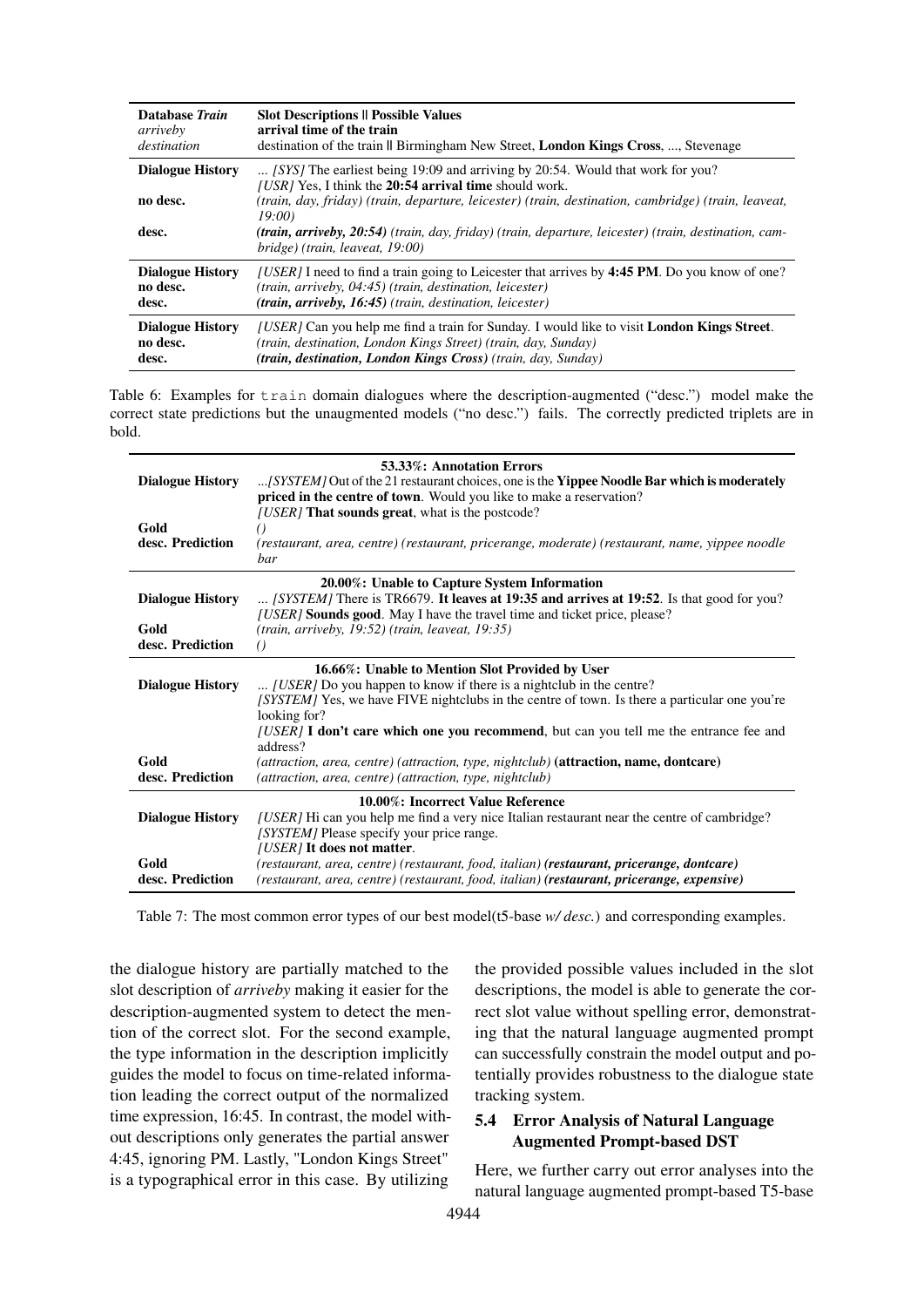| **Database *Train*** | **Slot Descriptions ‖ Possible Values** |
|---|---|
| *arriveby* | **arrival time of the train** |
| *destination* | destination of the train ‖ Birmingham New Street, **London Kings Cross**, ..., Stevenage |
| **Dialogue History** | ... *[SYS]* The earliest being 19:09 and arriving by 20:54. Would that work for you? *[USR]* Yes, I think the **20:54 arrival time** should work. |
| **no desc.** | *(train, day, friday) (train, departure, leicester) (train, destination, cambridge) (train, leaveat, 19:00)* |
| **desc.** | ***(train, arriveby, 20:54)*** *(train, day, friday) (train, departure, leicester) (train, destination, cambridge) (train, leaveat, 19:00)* |
| **Dialogue History** | *[USER]* I need to find a train going to Leicester that arrives by **4:45 PM**. Do you know of one? |
| **no desc.** | *(train, arriveby, 04:45) (train, destination, leicester)* |
| **desc.** | ***(train, arriveby, 16:45)*** *(train, destination, leicester)* |
| **Dialogue History** | *[USER]* Can you help me find a train for Sunday. I would like to visit **London Kings Street**. |
| **no desc.** | *(train, destination, London Kings Street) (train, day, Sunday)* |
| **desc.** | ***(train, destination, London Kings Cross)*** *(train, day, Sunday)* |

Table 6: Examples for `train` domain dialogues where the description-augmented ("desc.") model make the correct state predictions but the unaugmented models ("no desc.") fails. The correctly predicted triplets are in bold.

| | **53.33%: Annotation Errors** |
|---|---|
| **Dialogue History** | ...*[SYSTEM]* Out of the 21 restaurant choices, one is the **Yippee Noodle Bar which is moderately priced in the centre of town**. Would you like to make a reservation? *[USER]* **That sounds great**, what is the postcode? |
| **Gold** | *()* |
| **desc. Prediction** | *(restaurant, area, centre) (restaurant, pricerange, moderate) (restaurant, name, yippee noodle bar* |
| | **20.00%: Unable to Capture System Information** |
| **Dialogue History** | ... *[SYSTEM]* There is TR6679. **It leaves at 19:35 and arrives at 19:52**. Is that good for you? *[USER]* **Sounds good**. May I have the travel time and ticket price, please? |
| **Gold** | *(train, arriveby, 19:52) (train, leaveat, 19:35)* |
| **desc. Prediction** | *()* |
| | **16.66%: Unable to Mention Slot Provided by User** |
| **Dialogue History** | ... *[USER]* Do you happen to know if there is a nightclub in the centre? *[SYSTEM]* Yes, we have FIVE nightclubs in the centre of town. Is there a particular one you're looking for? *[USER]* **I don't care which one you recommend**, but can you tell me the entrance fee and address? |
| **Gold** | *(attraction, area, centre) (attraction, type, nightclub)* **(attraction, name, dontcare)** |
| **desc. Prediction** | *(attraction, area, centre) (attraction, type, nightclub)* |
| | **10.00%: Incorrect Value Reference** |
| **Dialogue History** | *[USER]* Hi can you help me find a very nice Italian restaurant near the centre of cambridge? *[SYSTEM]* Please specify your price range. *[USER]* **It does not matter**. |
| **Gold** | *(restaurant, area, centre) (restaurant, food, italian)* ***(restaurant, pricerange, dontcare)*** |
| **desc. Prediction** | *(restaurant, area, centre) (restaurant, food, italian)* ***(restaurant, pricerange, expensive)*** |

Table 7: The most common error types of our best model(t5-base *w/ desc.*) and corresponding examples.

the dialogue history are partially matched to the slot description of *arriveby* making it easier for the description-augmented system to detect the mention of the correct slot. For the second example, the type information in the description implicitly guides the model to focus on time-related information leading the correct output of the normalized time expression, 16:45. In contrast, the model without descriptions only generates the partial answer 4:45, ignoring PM. Lastly, "London Kings Street" is a typographical error in this case. By utilizing the provided possible values included in the slot descriptions, the model is able to generate the correct slot value without spelling error, demonstrating that the natural language augmented prompt can successfully constrain the model output and potentially provides robustness to the dialogue state tracking system.

### 5.4 Error Analysis of Natural Language Augmented Prompt-based DST

Here, we further carry out error analyses into the natural language augmented prompt-based T5-base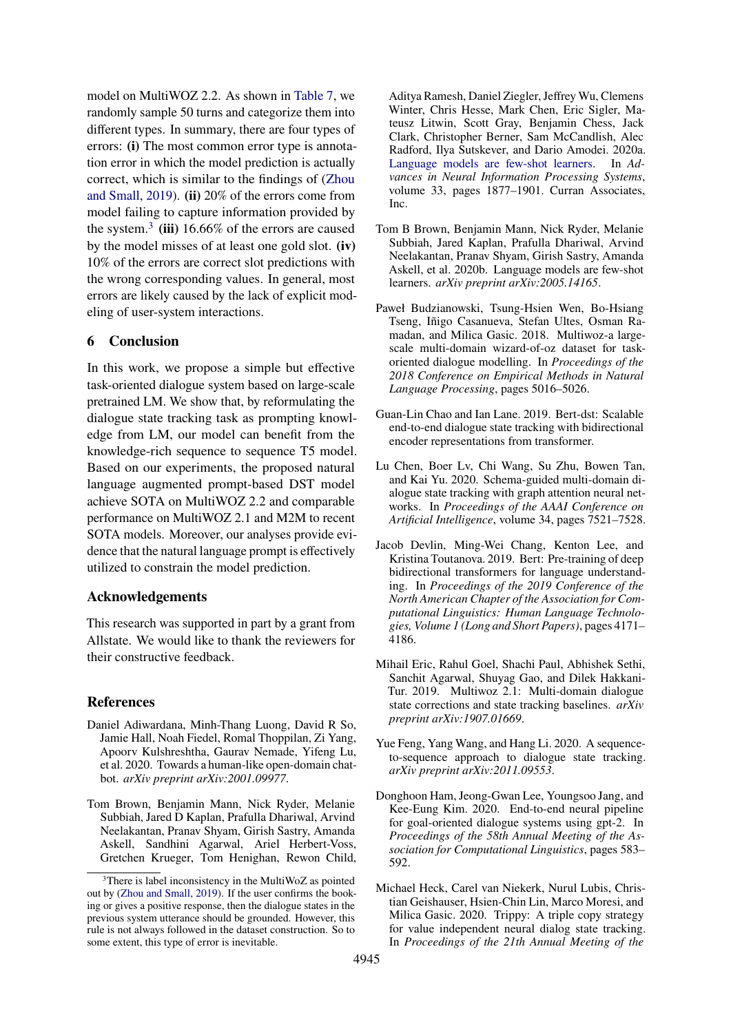model on MultiWOZ 2.2. As shown in Table 7, we randomly sample 50 turns and categorize them into different types. In summary, there are four types of errors: **(i)** The most common error type is annotation error in which the model prediction is actually correct, which is similar to the findings of (Zhou and Small, 2019). **(ii)** 20% of the errors come from model failing to capture information provided by the system.[3] **(iii)** 16.66% of the errors are caused by the model misses of at least one gold slot. **(iv)** 10% of the errors are correct slot predictions with the wrong corresponding values. In general, most errors are likely caused by the lack of explicit modeling of user-system interactions.

## 6 Conclusion

In this work, we propose a simple but effective task-oriented dialogue system based on large-scale pretrained LM. We show that, by reformulating the dialogue state tracking task as prompting knowledge from LM, our model can benefit from the knowledge-rich sequence to sequence T5 model. Based on our experiments, the proposed natural language augmented prompt-based DST model achieve SOTA on MultiWOZ 2.2 and comparable performance on MultiWOZ 2.1 and M2M to recent SOTA models. Moreover, our analyses provide evidence that the natural language prompt is effectively utilized to constrain the model prediction.

## Acknowledgements

This research was supported in part by a grant from Allstate. We would like to thank the reviewers for their constructive feedback.

[3]There is label inconsistency in the MultiWoZ as pointed out by (Zhou and Small, 2019). If the user confirms the booking or gives a positive response, then the dialogue states in the previous system utterance should be grounded. However, this rule is not always followed in the dataset construction. So to some extent, this type of error is inevitable.

## References

Daniel Adiwardana, Minh-Thang Luong, David R So, Jamie Hall, Noah Fiedel, Romal Thoppilan, Zi Yang, Apoorv Kulshreshtha, Gaurav Nemade, Yifeng Lu, et al. 2020. Towards a human-like open-domain chatbot. *arXiv preprint arXiv:2001.09977*.

Tom Brown, Benjamin Mann, Nick Ryder, Melanie Subbiah, Jared D Kaplan, Prafulla Dhariwal, Arvind Neelakantan, Pranav Shyam, Girish Sastry, Amanda Askell, Sandhini Agarwal, Ariel Herbert-Voss, Gretchen Krueger, Tom Henighan, Rewon Child, Aditya Ramesh, Daniel Ziegler, Jeffrey Wu, Clemens Winter, Chris Hesse, Mark Chen, Eric Sigler, Mateusz Litwin, Scott Gray, Benjamin Chess, Jack Clark, Christopher Berner, Sam McCandlish, Alec Radford, Ilya Sutskever, and Dario Amodei. 2020a. Language models are few-shot learners. In *Advances in Neural Information Processing Systems*, volume 33, pages 1877–1901. Curran Associates, Inc.

Tom B Brown, Benjamin Mann, Nick Ryder, Melanie Subbiah, Jared Kaplan, Prafulla Dhariwal, Arvind Neelakantan, Pranav Shyam, Girish Sastry, Amanda Askell, et al. 2020b. Language models are few-shot learners. *arXiv preprint arXiv:2005.14165*.

Paweł Budzianowski, Tsung-Hsien Wen, Bo-Hsiang Tseng, Iñigo Casanueva, Stefan Ultes, Osman Ramadan, and Milica Gasic. 2018. Multiwoz-a large-scale multi-domain wizard-of-oz dataset for task-oriented dialogue modelling. In *Proceedings of the 2018 Conference on Empirical Methods in Natural Language Processing*, pages 5016–5026.

Guan-Lin Chao and Ian Lane. 2019. Bert-dst: Scalable end-to-end dialogue state tracking with bidirectional encoder representations from transformer.

Lu Chen, Boer Lv, Chi Wang, Su Zhu, Bowen Tan, and Kai Yu. 2020. Schema-guided multi-domain dialogue state tracking with graph attention neural networks. In *Proceedings of the AAAI Conference on Artificial Intelligence*, volume 34, pages 7521–7528.

Jacob Devlin, Ming-Wei Chang, Kenton Lee, and Kristina Toutanova. 2019. Bert: Pre-training of deep bidirectional transformers for language understanding. In *Proceedings of the 2019 Conference of the North American Chapter of the Association for Computational Linguistics: Human Language Technologies, Volume 1 (Long and Short Papers)*, pages 4171–4186.

Mihail Eric, Rahul Goel, Shachi Paul, Abhishek Sethi, Sanchit Agarwal, Shuyag Gao, and Dilek Hakkani-Tur. 2019. Multiwoz 2.1: Multi-domain dialogue state corrections and state tracking baselines. *arXiv preprint arXiv:1907.01669*.

Yue Feng, Yang Wang, and Hang Li. 2020. A sequence-to-sequence approach to dialogue state tracking. *arXiv preprint arXiv:2011.09553*.

Donghoon Ham, Jeong-Gwan Lee, Youngsoo Jang, and Kee-Eung Kim. 2020. End-to-end neural pipeline for goal-oriented dialogue systems using gpt-2. In *Proceedings of the 58th Annual Meeting of the Association for Computational Linguistics*, pages 583–592.

Michael Heck, Carel van Niekerk, Nurul Lubis, Christian Geishauser, Hsien-Chin Lin, Marco Moresi, and Milica Gasic. 2020. Trippy: A triple copy strategy for value independent neural dialog state tracking. In *Proceedings of the 21th Annual Meeting of the*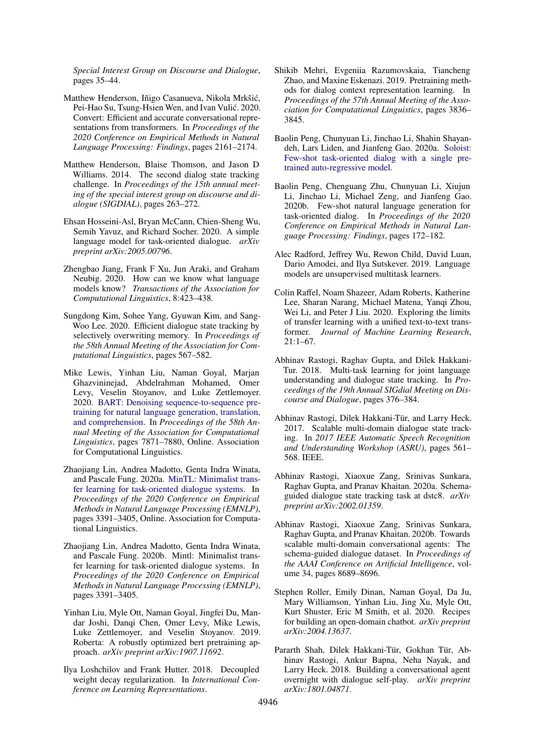*Special Interest Group on Discourse and Dialogue*, pages 35–44.

Matthew Henderson, Iñigo Casanueva, Nikola Mrkšić, Pei-Hao Su, Tsung-Hsien Wen, and Ivan Vulić. 2020. Convert: Efficient and accurate conversational representations from transformers. In *Proceedings of the 2020 Conference on Empirical Methods in Natural Language Processing: Findings*, pages 2161–2174.

Matthew Henderson, Blaise Thomson, and Jason D Williams. 2014. The second dialog state tracking challenge. In *Proceedings of the 15th annual meeting of the special interest group on discourse and dialogue (SIGDIAL)*, pages 263–272.

Ehsan Hosseini-Asl, Bryan McCann, Chien-Sheng Wu, Semih Yavuz, and Richard Socher. 2020. A simple language model for task-oriented dialogue. *arXiv preprint arXiv:2005.00796*.

Zhengbao Jiang, Frank F Xu, Jun Araki, and Graham Neubig. 2020. How can we know what language models know? *Transactions of the Association for Computational Linguistics*, 8:423–438.

Sungdong Kim, Sohee Yang, Gyuwan Kim, and Sang-Woo Lee. 2020. Efficient dialogue state tracking by selectively overwriting memory. In *Proceedings of the 58th Annual Meeting of the Association for Computational Linguistics*, pages 567–582.

Mike Lewis, Yinhan Liu, Naman Goyal, Marjan Ghazvininejad, Abdelrahman Mohamed, Omer Levy, Veselin Stoyanov, and Luke Zettlemoyer. 2020. BART: Denoising sequence-to-sequence pre-training for natural language generation, translation, and comprehension. In *Proceedings of the 58th Annual Meeting of the Association for Computational Linguistics*, pages 7871–7880, Online. Association for Computational Linguistics.

Zhaojiang Lin, Andrea Madotto, Genta Indra Winata, and Pascale Fung. 2020a. MinTL: Minimalist transfer learning for task-oriented dialogue systems. In *Proceedings of the 2020 Conference on Empirical Methods in Natural Language Processing (EMNLP)*, pages 3391–3405, Online. Association for Computational Linguistics.

Zhaojiang Lin, Andrea Madotto, Genta Indra Winata, and Pascale Fung. 2020b. Mintl: Minimalist transfer learning for task-oriented dialogue systems. In *Proceedings of the 2020 Conference on Empirical Methods in Natural Language Processing (EMNLP)*, pages 3391–3405.

Yinhan Liu, Myle Ott, Naman Goyal, Jingfei Du, Mandar Joshi, Danqi Chen, Omer Levy, Mike Lewis, Luke Zettlemoyer, and Veselin Stoyanov. 2019. Roberta: A robustly optimized bert pretraining approach. *arXiv preprint arXiv:1907.11692*.

Ilya Loshchilov and Frank Hutter. 2018. Decoupled weight decay regularization. In *International Conference on Learning Representations*.

Shikib Mehri, Evgeniia Razumovskaia, Tiancheng Zhao, and Maxine Eskenazi. 2019. Pretraining methods for dialog context representation learning. In *Proceedings of the 57th Annual Meeting of the Association for Computational Linguistics*, pages 3836–3845.

Baolin Peng, Chunyuan Li, Jinchao Li, Shahin Shayandeh, Lars Liden, and Jianfeng Gao. 2020a. Soloist: Few-shot task-oriented dialog with a single pre-trained auto-regressive model.

Baolin Peng, Chenguang Zhu, Chunyuan Li, Xiujun Li, Jinchao Li, Michael Zeng, and Jianfeng Gao. 2020b. Few-shot natural language generation for task-oriented dialog. In *Proceedings of the 2020 Conference on Empirical Methods in Natural Language Processing: Findings*, pages 172–182.

Alec Radford, Jeffrey Wu, Rewon Child, David Luan, Dario Amodei, and Ilya Sutskever. 2019. Language models are unsupervised multitask learners.

Colin Raffel, Noam Shazeer, Adam Roberts, Katherine Lee, Sharan Narang, Michael Matena, Yanqi Zhou, Wei Li, and Peter J Liu. 2020. Exploring the limits of transfer learning with a unified text-to-text transformer. *Journal of Machine Learning Research*, 21:1–67.

Abhinav Rastogi, Raghav Gupta, and Dilek Hakkani-Tur. 2018. Multi-task learning for joint language understanding and dialogue state tracking. In *Proceedings of the 19th Annual SIGdial Meeting on Discourse and Dialogue*, pages 376–384.

Abhinav Rastogi, Dilek Hakkani-Tür, and Larry Heck. 2017. Scalable multi-domain dialogue state tracking. In *2017 IEEE Automatic Speech Recognition and Understanding Workshop (ASRU)*, pages 561–568. IEEE.

Abhinav Rastogi, Xiaoxue Zang, Srinivas Sunkara, Raghav Gupta, and Pranav Khaitan. 2020a. Schema-guided dialogue state tracking task at dstc8. *arXiv preprint arXiv:2002.01359*.

Abhinav Rastogi, Xiaoxue Zang, Srinivas Sunkara, Raghav Gupta, and Pranav Khaitan. 2020b. Towards scalable multi-domain conversational agents: The schema-guided dialogue dataset. In *Proceedings of the AAAI Conference on Artificial Intelligence*, volume 34, pages 8689–8696.

Stephen Roller, Emily Dinan, Naman Goyal, Da Ju, Mary Williamson, Yinhan Liu, Jing Xu, Myle Ott, Kurt Shuster, Eric M Smith, et al. 2020. Recipes for building an open-domain chatbot. *arXiv preprint arXiv:2004.13637*.

Pararth Shah, Dilek Hakkani-Tür, Gokhan Tür, Abhinav Rastogi, Ankur Bapna, Neha Nayak, and Larry Heck. 2018. Building a conversational agent overnight with dialogue self-play. *arXiv preprint arXiv:1801.04871*.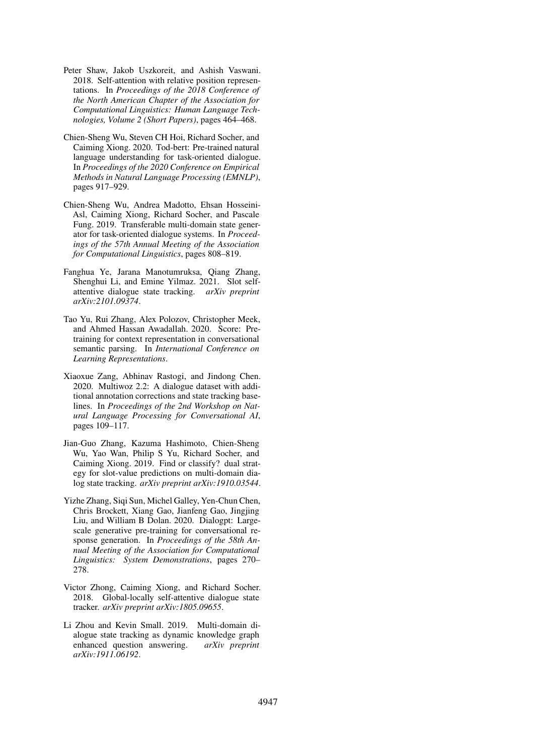Peter Shaw, Jakob Uszkoreit, and Ashish Vaswani. 2018. Self-attention with relative position representations. In *Proceedings of the 2018 Conference of the North American Chapter of the Association for Computational Linguistics: Human Language Technologies, Volume 2 (Short Papers)*, pages 464–468.

Chien-Sheng Wu, Steven CH Hoi, Richard Socher, and Caiming Xiong. 2020. Tod-bert: Pre-trained natural language understanding for task-oriented dialogue. In *Proceedings of the 2020 Conference on Empirical Methods in Natural Language Processing (EMNLP)*, pages 917–929.

Chien-Sheng Wu, Andrea Madotto, Ehsan Hosseini-Asl, Caiming Xiong, Richard Socher, and Pascale Fung. 2019. Transferable multi-domain state generator for task-oriented dialogue systems. In *Proceedings of the 57th Annual Meeting of the Association for Computational Linguistics*, pages 808–819.

Fanghua Ye, Jarana Manotumruksa, Qiang Zhang, Shenghui Li, and Emine Yilmaz. 2021. Slot self-attentive dialogue state tracking. *arXiv preprint arXiv:2101.09374*.

Tao Yu, Rui Zhang, Alex Polozov, Christopher Meek, and Ahmed Hassan Awadallah. 2020. Score: Pre-training for context representation in conversational semantic parsing. In *International Conference on Learning Representations*.

Xiaoxue Zang, Abhinav Rastogi, and Jindong Chen. 2020. Multiwoz 2.2: A dialogue dataset with additional annotation corrections and state tracking baselines. In *Proceedings of the 2nd Workshop on Natural Language Processing for Conversational AI*, pages 109–117.

Jian-Guo Zhang, Kazuma Hashimoto, Chien-Sheng Wu, Yao Wan, Philip S Yu, Richard Socher, and Caiming Xiong. 2019. Find or classify? dual strategy for slot-value predictions on multi-domain dialog state tracking. *arXiv preprint arXiv:1910.03544*.

Yizhe Zhang, Siqi Sun, Michel Galley, Yen-Chun Chen, Chris Brockett, Xiang Gao, Jianfeng Gao, Jingjing Liu, and William B Dolan. 2020. Dialogpt: Large-scale generative pre-training for conversational response generation. In *Proceedings of the 58th Annual Meeting of the Association for Computational Linguistics: System Demonstrations*, pages 270–278.

Victor Zhong, Caiming Xiong, and Richard Socher. 2018. Global-locally self-attentive dialogue state tracker. *arXiv preprint arXiv:1805.09655*.

Li Zhou and Kevin Small. 2019. Multi-domain dialogue state tracking as dynamic knowledge graph enhanced question answering. *arXiv preprint arXiv:1911.06192*.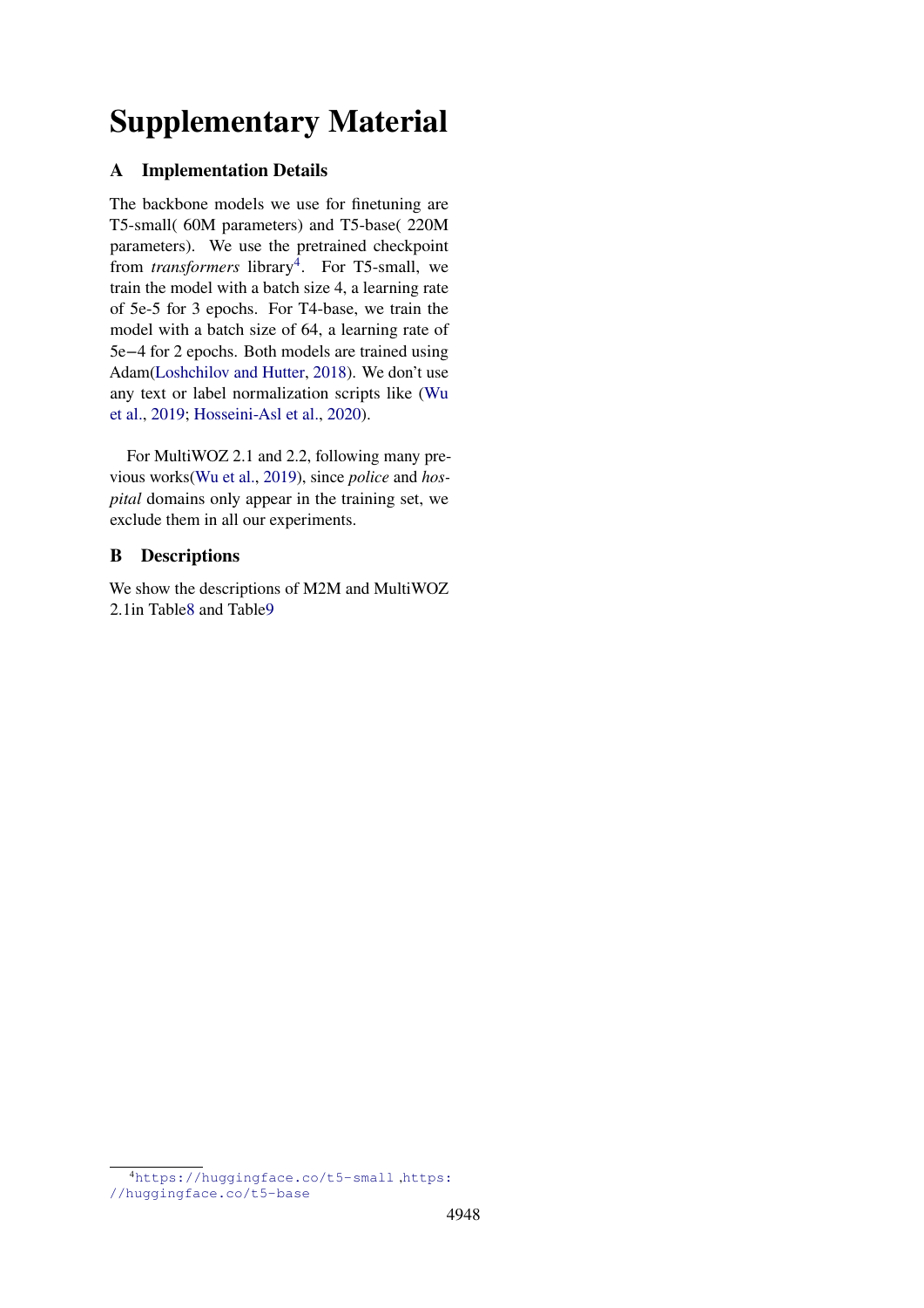# Supplementary Material

## A Implementation Details

The backbone models we use for finetuning are T5-small( 60M parameters) and T5-base( 220M parameters). We use the pretrained checkpoint from *transformers* library[4]. For T5-small, we train the model with a batch size 4, a learning rate of 5e-5 for 3 epochs. For T4-base, we train the model with a batch size of 64, a learning rate of 5e−4 for 2 epochs. Both models are trained using Adam(Loshchilov and Hutter, 2018). We don't use any text or label normalization scripts like (Wu et al., 2019; Hosseini-Asl et al., 2020).

For MultiWOZ 2.1 and 2.2, following many previous works(Wu et al., 2019), since *police* and *hospital* domains only appear in the training set, we exclude them in all our experiments.

## B Descriptions

We show the descriptions of M2M and MultiWOZ 2.1in Table8 and Table9

[4] https://huggingface.co/t5-small ,https://huggingface.co/t5-base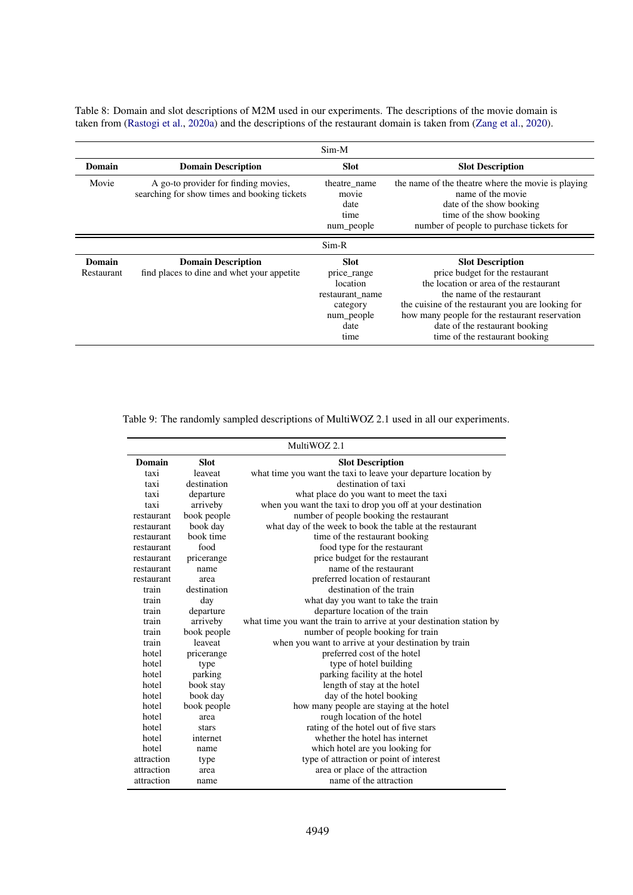Table 8: Domain and slot descriptions of M2M used in our experiments. The descriptions of the movie domain is taken from (Rastogi et al., 2020a) and the descriptions of the restaurant domain is taken from (Zang et al., 2020).

| Sim-M | | | |
|---|---|---|---|
| **Domain** | **Domain Description** | **Slot** | **Slot Description** |
| Movie | A go-to provider for finding movies, searching for show times and booking tickets | theatre_name | the name of the theatre where the movie is playing |
| | | movie | name of the movie |
| | | date | date of the show booking |
| | | time | time of the show booking |
| | | num_people | number of people to purchase tickets for |

| Sim-R | | | |
|---|---|---|---|
| **Domain** | **Domain Description** | **Slot** | **Slot Description** |
| Restaurant | find places to dine and whet your appetite | price_range | price budget for the restaurant |
| | | location | the location or area of the restaurant |
| | | restaurant_name | the name of the restaurant |
| | | category | the cuisine of the restaurant you are looking for |
| | | num_people | how many people for the restaurant reservation |
| | | date | date of the restaurant booking |
| | | time | time of the restaurant booking |

Table 9: The randomly sampled descriptions of MultiWOZ 2.1 used in all our experiments.

| MultiWOZ 2.1 | | |
|---|---|---|
| **Domain** | **Slot** | **Slot Description** |
| taxi | leaveat | what time you want the taxi to leave your departure location by |
| taxi | destination | destination of taxi |
| taxi | departure | what place do you want to meet the taxi |
| taxi | arriveby | when you want the taxi to drop you off at your destination |
| restaurant | book people | number of people booking the restaurant |
| restaurant | book day | what day of the week to book the table at the restaurant |
| restaurant | book time | time of the restaurant booking |
| restaurant | food | food type for the restaurant |
| restaurant | pricerange | price budget for the restaurant |
| restaurant | name | name of the restaurant |
| restaurant | area | preferred location of restaurant |
| train | destination | destination of the train |
| train | day | what day you want to take the train |
| train | departure | departure location of the train |
| train | arriveby | what time you want the train to arrive at your destination station by |
| train | book people | number of people booking for train |
| train | leaveat | when you want to arrive at your destination by train |
| hotel | pricerange | preferred cost of the hotel |
| hotel | type | type of hotel building |
| hotel | parking | parking facility at the hotel |
| hotel | book stay | length of stay at the hotel |
| hotel | book day | day of the hotel booking |
| hotel | book people | how many people are staying at the hotel |
| hotel | area | rough location of the hotel |
| hotel | stars | rating of the hotel out of five stars |
| hotel | internet | whether the hotel has internet |
| hotel | name | which hotel are you looking for |
| attraction | type | type of attraction or point of interest |
| attraction | area | area or place of the attraction |
| attraction | name | name of the attraction |